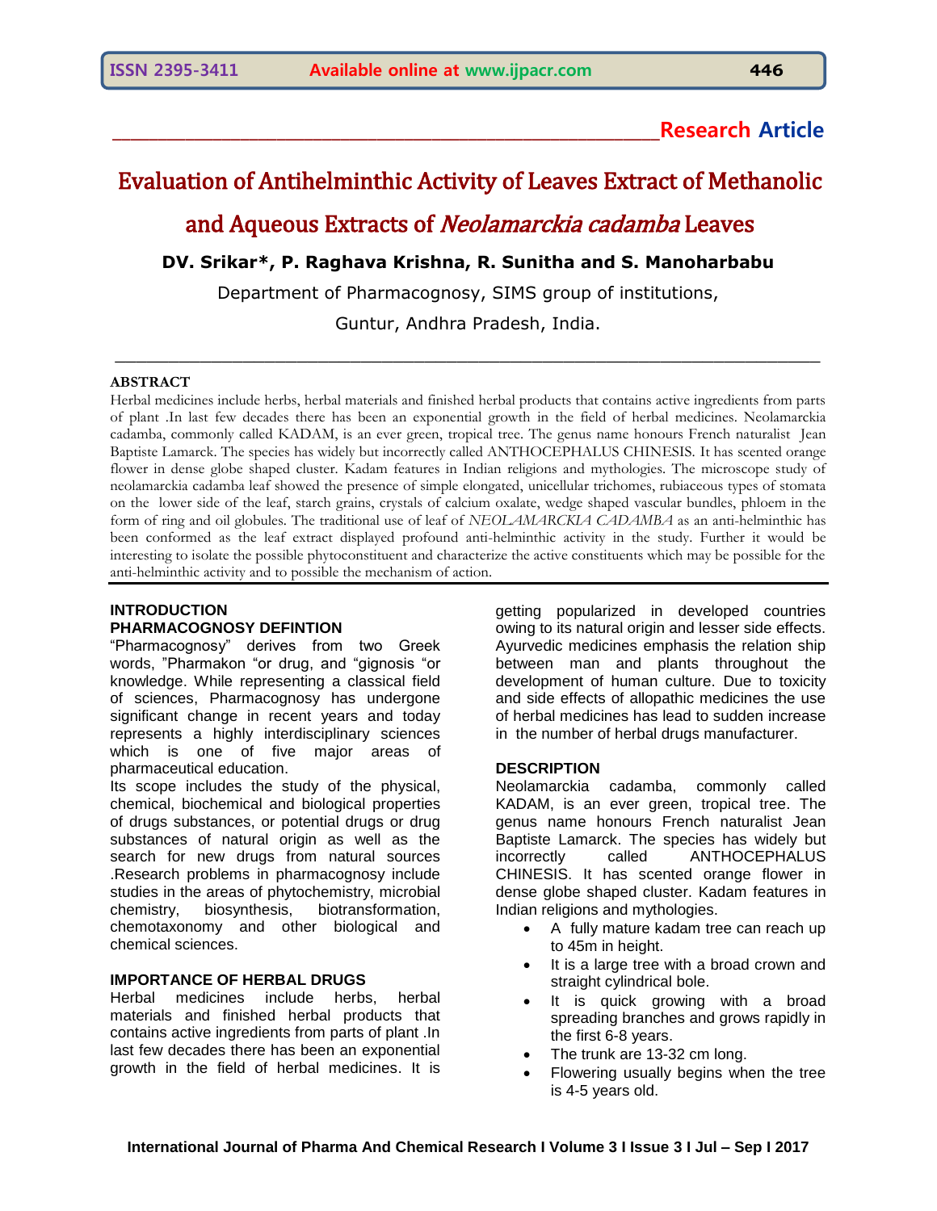**Research Article**

# Evaluation of Antihelminthic Activity of Leaves Extract of Methanolic and Aqueous Extracts of *Neolamarckia cadamba* Leaves

**DV. Srikar\*, P. Raghava Krishna, R. Sunitha and S. Manoharbabu**

Department of Pharmacognosy, SIMS group of institutions,

Guntur, Andhra Pradesh, India.

## ABSTRACT

Herbal medicines include herbs, herbal materials and finished herbal products that contains active ingredients from parts of plant .In last few decades there has been an exponential growth in the field of herbal medicines. Neolamarckia cadamba, commonly called KADAM, is an ever green, tropical tree. The genus name honours French naturalist Jean Baptiste Lamarck. The species has widely but incorrectly called ANTHOCEPHALUS CHINESIS. It has scented orange flower in dense globe shaped cluster. Kadam features in Indian religions and mythologies. The microscope study of neolamarckia cadamba leaf showed the presence of simple elongated, unicellular trichomes, rubiaceous types of stomata on the lower side of the leaf, starch grains, crystals of calcium oxalate, wedge shaped vascular bundles, phloem in the form of ring and oil globules. The traditional use of leaf of *NEOLAMARCKIA CADAMBA* as an anti-helminthic has been conformed as the leaf extract displayed profound anti-helminthic activity in the study. Further it would be interesting to isolate the possible phytoconstituent and characterize the active constituents which may be possible for the anti-helminthic activity and to possible the mechanism of action.

## INTRODUCTION

### PHARMACOGNOSY DEFINTION

"Pharmacognosy" derives from two Greek words, "Pharmakon "or drug, and "gignosis "or knowledge. While representing a classical field of sciences, Pharmacognosy has undergone significant change in recent years and today represents a highly interdisciplinary sciences which is one of five major areas of pharmaceutical education.

Its scope includes the study of the physical, chemical, biochemical and biological properties of drugs substances, or potential drugs or drug substances of natural origin as well as the search for new drugs from natural sources .Research problems in pharmacognosy include studies in the areas of phytochemistry, microbial chemistry, biosynthesis, biotransformation, chemotaxonomy and other biological and chemical sciences.

### IMPORTANCE OF HERBAL DRUGS

Herbal medicines include herbs, herbal materials and finished herbal products that contains active ingredients from parts of plant .In last few decades there has been an exponential growth in the field of herbal medicines. It is getting popularized in developed countries owing to its natural origin and lesser side effects. Ayurvedic medicines emphasis the relation ship between man and plants throughout the development of human culture. Due to toxicity and side effects of allopathic medicines the use of herbal medicines has lead to sudden increase in the number of herbal drugs manufacturer.

### DESCRIPTION

Neolamarckia cadamba, commonly called KADAM, is an ever green, tropical tree. The genus name honours French naturalist Jean Baptiste Lamarck. The species has widely but incorrectly called ANTHOCEPHALUS CHINESIS. It has scented orange flower in dense globe shaped cluster. Kadam features in Indian religions and mythologies.

- A fully mature kadam tree can reach up to 45m in height.
- It is a large tree with a broad crown and straight cylindrical bole.
- It is quick growing with a broad spreading branches and grows rapidly in the first 6-8 years.
- The trunk are 13-32 cm long.
- Flowering usually begins when the tree is 4-5 years old.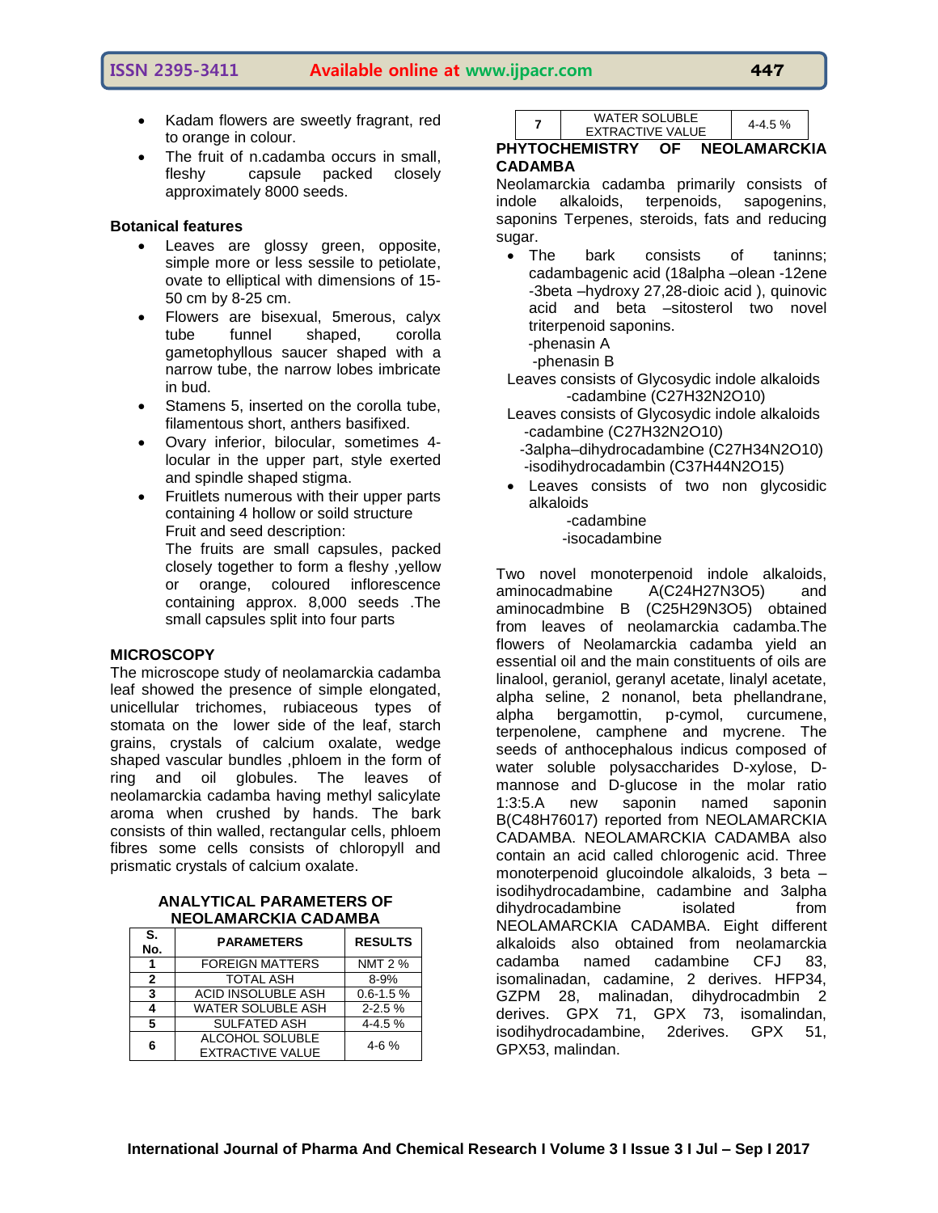- Kadam flowers are sweetly fragrant, red to orange in colour.
- The fruit of n.cadamba occurs in small, fleshy capsule packed closely approximately 8000 seeds.

### Botanical features

- Leaves are glossy green, opposite, simple more or less sessile to petiolate, ovate to elliptical with dimensions of 15-50 cm by 8-25 cm.
- Flowers are bisexual, 5merous, calyx tube funnel shaped, corolla gametophyllous saucer shaped with a narrow tube, the narrow lobes imbricate in bud.
- Stamens 5, inserted on the corolla tube, filamentous short, anthers basifixed.
- Ovary inferior, bilocular, sometimes 4-locular in the upper part, style exerted and spindle shaped stigma.
- Fruitlets numerous with their upper parts containing 4 hollow or soild structure
  Fruit and seed description:
  The fruits are small capsules, packed closely together to form a fleshy ,yellow or orange, coloured inflorescence containing approx. 8,000 seeds .The small capsules split into four parts

### MICROSCOPY

The microscope study of neolamarckia cadamba leaf showed the presence of simple elongated, unicellular trichomes, rubiaceous types of stomata on the lower side of the leaf, starch grains, crystals of calcium oxalate, wedge shaped vascular bundles ,phloem in the form of ring and oil globules. The leaves of neolamarckia cadamba having methyl salicylate aroma when crushed by hands. The bark consists of thin walled, rectangular cells, phloem fibres some cells consists of chloropyll and prismatic crystals of calcium oxalate.

### ANALYTICAL PARAMETERS OF NEOLAMARCKIA CADAMBA

| S. No. | PARAMETERS | RESULTS |
|---|---|---|
| 1 | FOREIGN MATTERS | NMT 2 % |
| 2 | TOTAL ASH | 8-9% |
| 3 | ACID INSOLUBLE ASH | 0.6-1.5 % |
| 4 | WATER SOLUBLE ASH | 2-2.5 % |
| 5 | SULFATED ASH | 4-4.5 % |
| 6 | ALCOHOL SOLUBLE EXTRACTIVE VALUE | 4-6 % |
| 7 | WATER SOLUBLE EXTRACTIVE VALUE | 4-4.5 % |

### PHYTOCHEMISTRY OF NEOLAMARCKIA CADAMBA

Neolamarckia cadamba primarily consists of indole alkaloids, terpenoids, sapogenins, saponins Terpenes, steroids, fats and reducing sugar.

- The bark consists of taninns; cadambagenic acid (18alpha –olean -12ene -3beta –hydroxy 27,28-dioic acid ), quinovic acid and beta –sitosterol two novel triterpenoid saponins.
  -phenasin A
  -phenasin B

Leaves consists of Glycosydic indole alkaloids
-cadambine ($C_{27}H_{32}N_2O_{10}$)

Leaves consists of Glycosydic indole alkaloids
-cadambine ($C_{27}H_{32}N_2O_{10}$)
-3alpha–dihydrocadambine ($C_{27}H_{34}N_2O_{10}$)
-isodihydrocadambin ($C_{37}H_{44}N_2O_{15}$)

- Leaves consists of two non glycosidic alkaloids
  -cadambine
  -isocadambine

Two novel monoterpenoid indole alkaloids, aminocadmabine A($C_{24}H_{27}N_3O_5$) and aminocadmbine B ($C_{25}H_{29}N_3O_5$) obtained from leaves of neolamarckia cadamba.The flowers of Neolamarckia cadamba yield an essential oil and the main constituents of oils are linalool, geraniol, geranyl acetate, linalyl acetate, alpha seline, 2 nonanol, beta phellandrane, alpha bergamottin, p-cymol, curcumene, terpenolene, camphene and mycrene. The seeds of anthocephalous indicus composed of water soluble polysaccharides D-xylose, D-mannose and D-glucose in the molar ratio 1:3:5.A new saponin named saponin B($C_{48}H_{76}O_{17}$) reported from NEOLAMARCKIA CADAMBA. NEOLAMARCKIA CADAMBA also contain an acid called chlorogenic acid. Three monoterpenoid glucoindole alkaloids, 3 beta –isodihydrocadambine, cadambine and 3alpha dihydrocadambine isolated from NEOLAMARCKIA CADAMBA. Eight different alkaloids also obtained from neolamarckia cadamba named cadambine CFJ 83, isomalinadan, cadamine, 2 derives. HFP34, GZPM 28, malinadan, dihydrocadmbin 2 derives. GPX 71, GPX 73, isomalindan, isodihydrocadambine, 2derives. GPX 51, GPX53, malindan.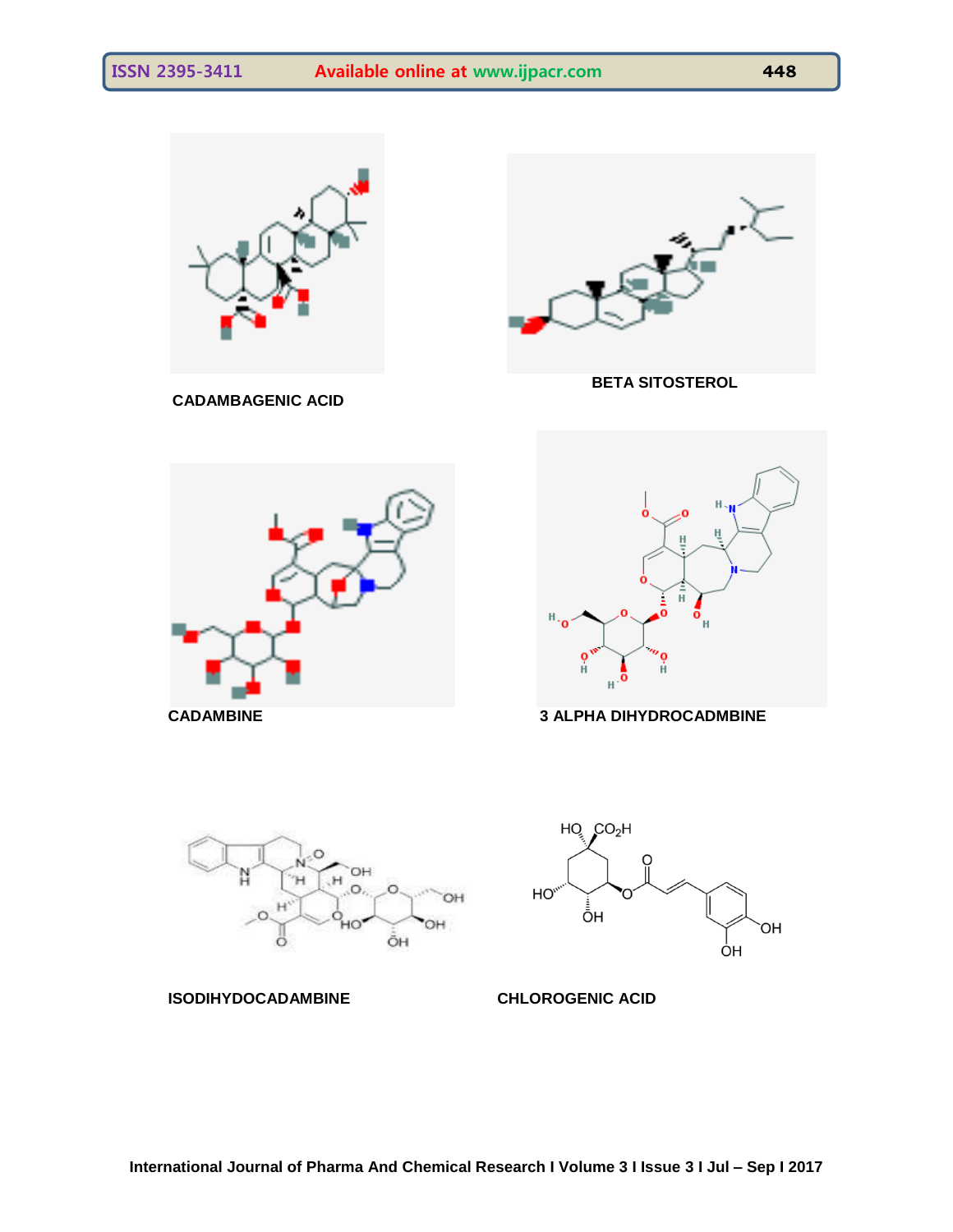CADAMBAGENIC ACID

BETA SITOSTEROL

CADAMBINE

3 ALPHA DIHYDROCADMBINE

ISODIHYDOCADAMBINE

CHLOROGENIC ACID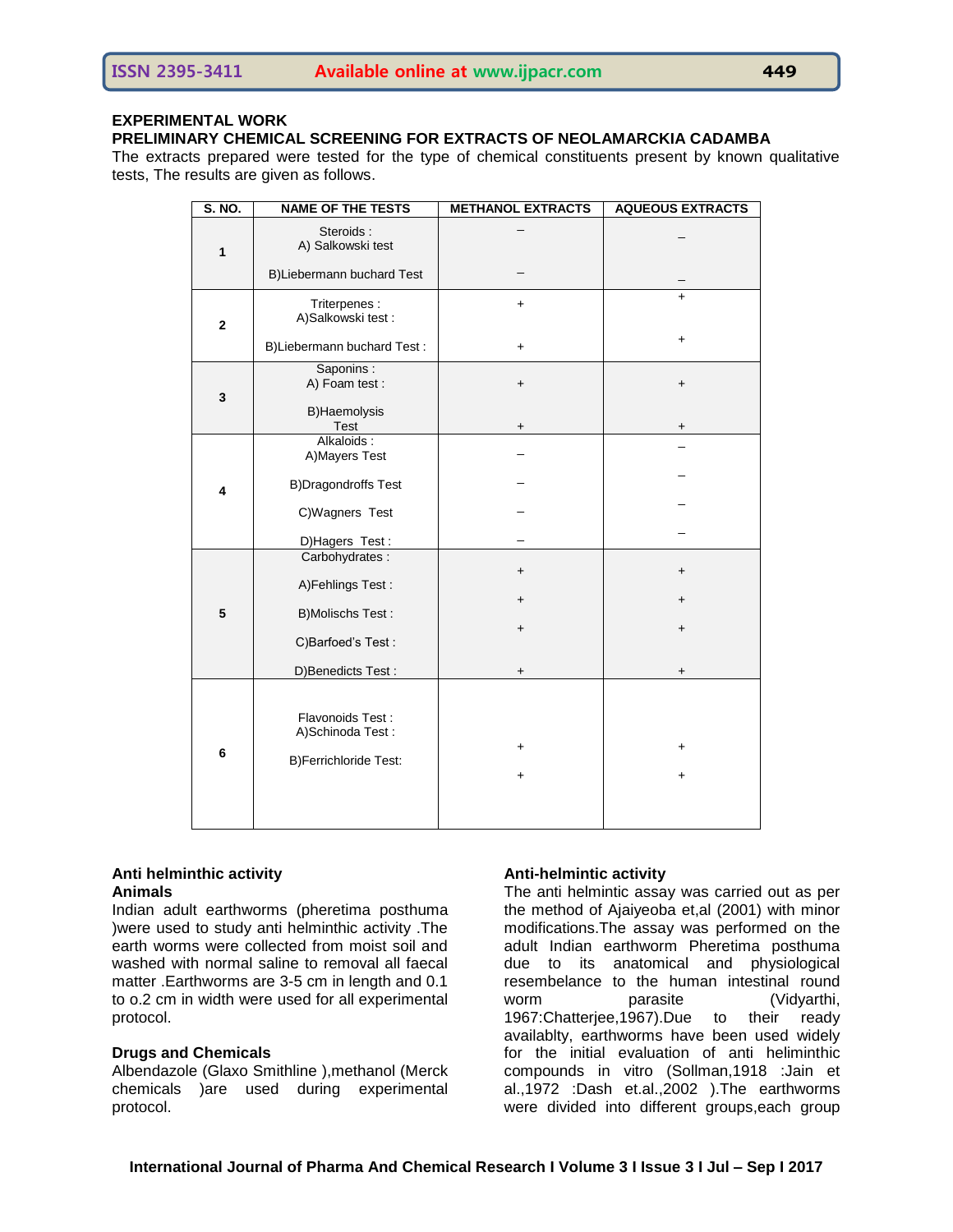### EXPERIMENTAL WORK

### PRELIMINARY CHEMICAL SCREENING FOR EXTRACTS OF NEOLAMARCKIA CADAMBA

The extracts prepared were tested for the type of chemical constituents present by known qualitative tests, The results are given as follows.

| S. NO. | NAME OF THE TESTS | METHANOL EXTRACTS | AQUEOUS EXTRACTS |
|---|---|---|---|
| 1 | Steroids : | | |
| | A) Salkowski test | – | – |
| | B)Liebermann buchard Test | – | – |
| 2 | Triterpenes : | | |
| | A)Salkowski test : | + | + |
| | B)Liebermann buchard Test : | + | + |
| 3 | Saponins : | | |
| | A) Foam test : | + | + |
| | B)Haemolysis Test | + | + |
| 4 | Alkaloids : | | |
| | A)Mayers Test | – | – |
| | B)Dragondroffs Test | – | – |
| | C)Wagners Test | – | – |
| | D)Hagers Test : | – | – |
| 5 | Carbohydrates : | | |
| | A)Fehlings Test : | + | + |
| | B)Molischs Test : | + | + |
| | C)Barfoed's Test : | + | + |
| | D)Benedicts Test : | + | + |
| 6 | Flavonoids Test : | | |
| | A)Schinoda Test : | + | + |
| | B)Ferrichloride Test: | + | + |

### Anti helminthic activity

#### Animals

Indian adult earthworms (pheretima posthuma )were used to study anti helminthic activity .The earth worms were collected from moist soil and washed with normal saline to removal all faecal matter .Earthworms are 3-5 cm in length and 0.1 to 0.2 cm in width were used for all experimental protocol.

#### Drugs and Chemicals

Albendazole (Glaxo Smithline ),methanol (Merck chemicals )are used during experimental protocol.

### Anti-helmintic activity

The anti helmintic assay was carried out as per the method of Ajaiyeoba et,al (2001) with minor modifications.The assay was performed on the adult Indian earthworm Pheretima posthuma due to its anatomical and physiological resembelance to the human intestinal round worm parasite (Vidyarthi, 1967:Chatterjee,1967).Due to their ready availablty, earthworms have been used widely for the initial evaluation of anti heliminthic compounds in vitro (Sollman,1918 :Jain et al.,1972 :Dash et.al.,2002 ).The earthworms were divided into different groups,each group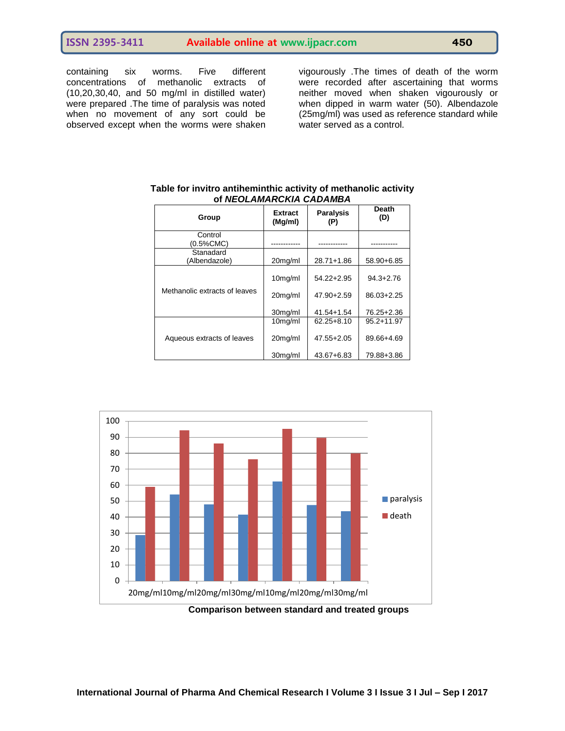containing six worms. Five different concentrations of methanolic extracts of (10,20,30,40, and 50 mg/ml in distilled water) were prepared .The time of paralysis was noted when no movement of any sort could be observed except when the worms were shaken vigourously .The times of death of the worm were recorded after ascertaining that worms neither moved when shaken vigourously or when dipped in warm water (50). Albendazole (25mg/ml) was used as reference standard while water served as a control.

**Table for invitro antiheminthic activity of methanolic activity of *NEOLAMARCKIA CADAMBA***

| Group | Extract (Mg/ml) | Paralysis (P) | Death (D) |
|---|---|---|---|
| Control (0.5%CMC) | ------------ | ------------ | ----------- |
| Stanadard (Albendazole) | 20mg/ml | 28.71+1.86 | 58.90+6.85 |
| Methanolic extracts of leaves | 10mg/ml | 54.22+2.95 | 94.3+2.76 |
| | 20mg/ml | 47.90+2.59 | 86.03+2.25 |
| | 30mg/ml | 41.54+1.54 | 76.25+2.36 |
| Aqueous extracts of leaves | 10mg/ml | 62.25+8.10 | 95.2+11.97 |
| | 20mg/ml | 47.55+2.05 | 89.66+4.69 |
| | 30mg/ml | 43.67+6.83 | 79.88+3.86 |

**Comparison between standard and treated groups**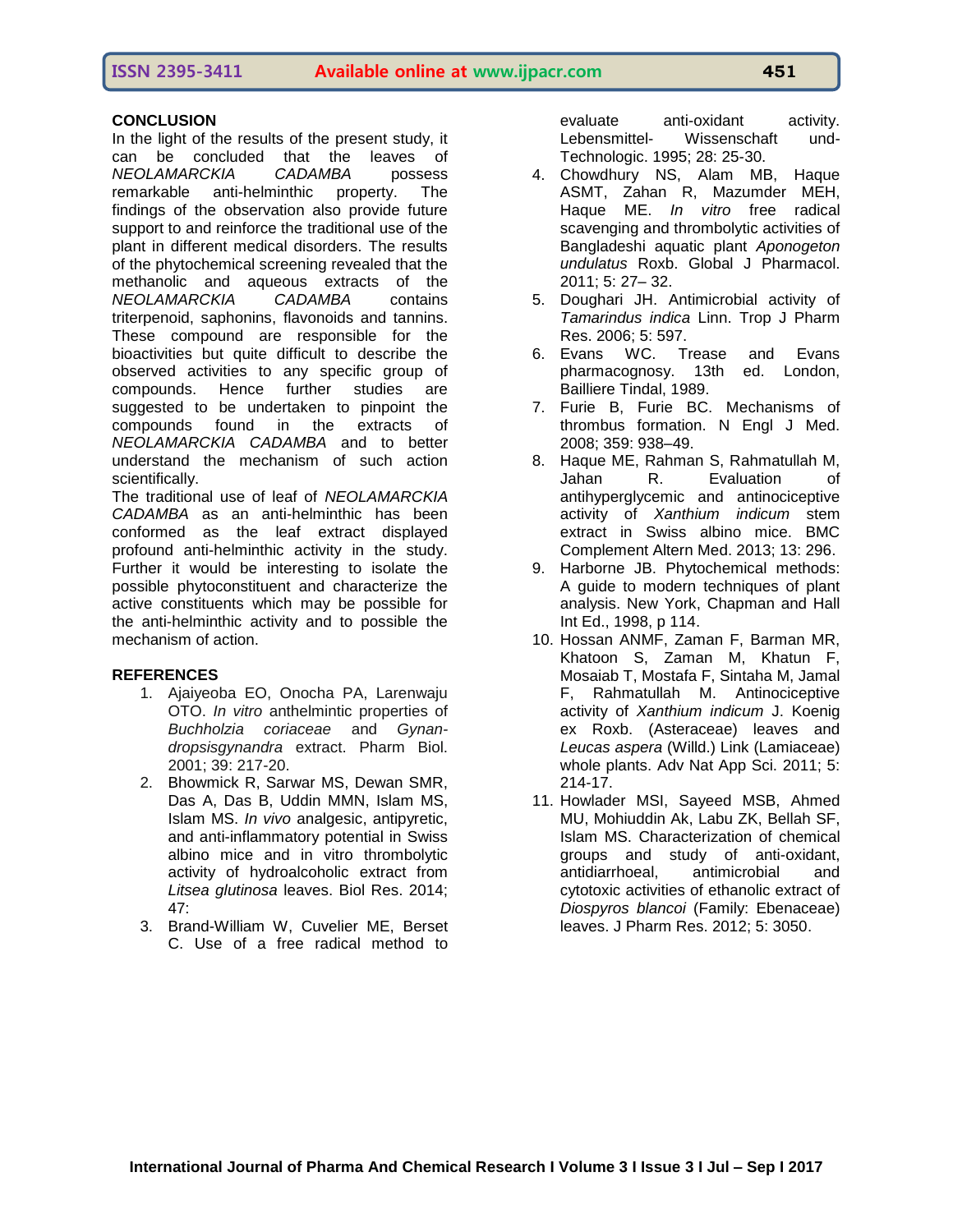## CONCLUSION

In the light of the results of the present study, it can be concluded that the leaves of *NEOLAMARCKIA CADAMBA* possess remarkable anti-helminthic property. The findings of the observation also provide future support to and reinforce the traditional use of the plant in different medical disorders. The results of the phytochemical screening revealed that the methanolic and aqueous extracts of the *NEOLAMARCKIA CADAMBA* contains triterpenoid, saphonins, flavonoids and tannins. These compound are responsible for the bioactivities but quite difficult to describe the observed activities to any specific group of compounds. Hence further studies are suggested to be undertaken to pinpoint the compounds found in the extracts of *NEOLAMARCKIA CADAMBA* and to better understand the mechanism of such action scientifically.

The traditional use of leaf of *NEOLAMARCKIA CADAMBA* as an anti-helminthic has been conformed as the leaf extract displayed profound anti-helminthic activity in the study. Further it would be interesting to isolate the possible phytoconstituent and characterize the active constituents which may be possible for the anti-helminthic activity and to possible the mechanism of action.

## REFERENCES

1. Ajaiyeoba EO, Onocha PA, Larenwaju OTO. *In vitro* anthelmintic properties of *Buchholzia coriaceae* and *Gynan-dropsisgynandra* extract. Pharm Biol. 2001; 39: 217-20.
2. Bhowmick R, Sarwar MS, Dewan SMR, Das A, Das B, Uddin MMN, Islam MS, Islam MS. *In vivo* analgesic, antipyretic, and anti-inflammatory potential in Swiss albino mice and in vitro thrombolytic activity of hydroalcoholic extract from *Litsea glutinosa* leaves. Biol Res. 2014; 47:
3. Brand-William W, Cuvelier ME, Berset C. Use of a free radical method to evaluate anti-oxidant activity. Lebensmittel- Wissenschaft und-Technologic. 1995; 28: 25-30.
4. Chowdhury NS, Alam MB, Haque ASMT, Zahan R, Mazumder MEH, Haque ME. *In vitro* free radical scavenging and thrombolytic activities of Bangladeshi aquatic plant *Aponogeton undulatus* Roxb. Global J Pharmacol. 2011; 5: 27– 32.
5. Doughari JH. Antimicrobial activity of *Tamarindus indica* Linn. Trop J Pharm Res. 2006; 5: 597.
6. Evans WC. Trease and Evans pharmacognosy. 13th ed. London, Bailliere Tindal, 1989.
7. Furie B, Furie BC. Mechanisms of thrombus formation. N Engl J Med. 2008; 359: 938–49.
8. Haque ME, Rahman S, Rahmatullah M, Jahan R. Evaluation of antihyperglycemic and antinociceptive activity of *Xanthium indicum* stem extract in Swiss albino mice. BMC Complement Altern Med. 2013; 13: 296.
9. Harborne JB. Phytochemical methods: A guide to modern techniques of plant analysis. New York, Chapman and Hall Int Ed., 1998, p 114.
10. Hossan ANMF, Zaman F, Barman MR, Khatoon S, Zaman M, Khatun F, Mosaiab T, Mostafa F, Sintaha M, Jamal F, Rahmatullah M. Antinociceptive activity of *Xanthium indicum* J. Koenig ex Roxb. (Asteraceae) leaves and *Leucas aspera* (Willd.) Link (Lamiaceae) whole plants. Adv Nat App Sci. 2011; 5: 214-17.
11. Howlader MSI, Sayeed MSB, Ahmed MU, Mohiuddin Ak, Labu ZK, Bellah SF, Islam MS. Characterization of chemical groups and study of anti-oxidant, antidiarrhoeal, antimicrobial and cytotoxic activities of ethanolic extract of *Diospyros blancoi* (Family: Ebenaceae) leaves. J Pharm Res. 2012; 5: 3050.